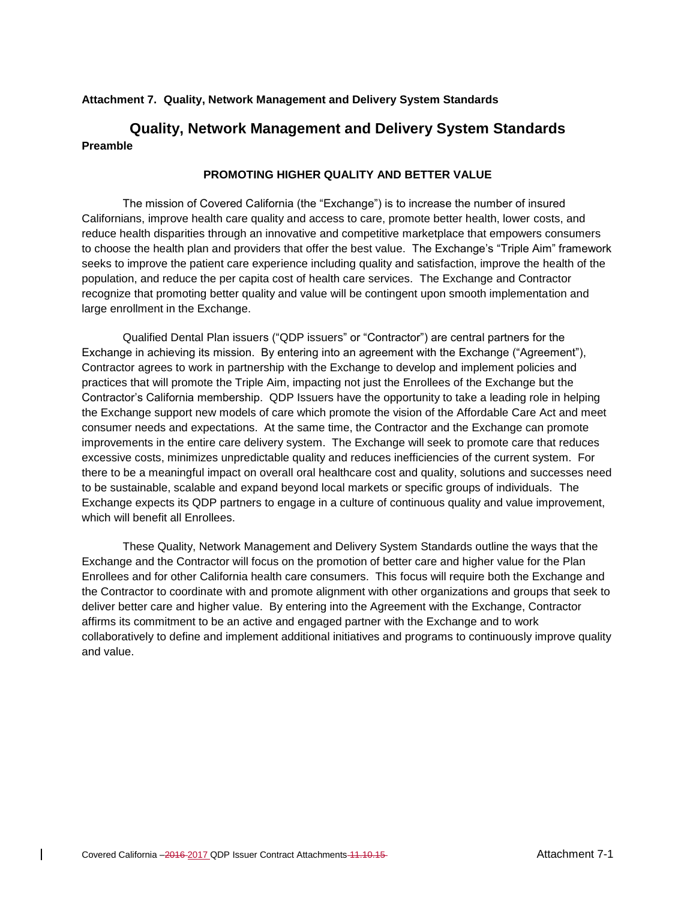**Attachment 7. Quality, Network Management and Delivery System Standards**

# Quality, Network Management and Delivery System Standards

**Preamble**

## PROMOTING HIGHER QUALITY AND BETTER VALUE

The mission of Covered California (the "Exchange") is to increase the number of insured Californians, improve health care quality and access to care, promote better health, lower costs, and reduce health disparities through an innovative and competitive marketplace that empowers consumers to choose the health plan and providers that offer the best value. The Exchange's "Triple Aim" framework seeks to improve the patient care experience including quality and satisfaction, improve the health of the population, and reduce the per capita cost of health care services. The Exchange and Contractor recognize that promoting better quality and value will be contingent upon smooth implementation and large enrollment in the Exchange.

Qualified Dental Plan issuers ("QDP issuers" or "Contractor") are central partners for the Exchange in achieving its mission. By entering into an agreement with the Exchange ("Agreement"), Contractor agrees to work in partnership with the Exchange to develop and implement policies and practices that will promote the Triple Aim, impacting not just the Enrollees of the Exchange but the Contractor's California membership. QDP Issuers have the opportunity to take a leading role in helping the Exchange support new models of care which promote the vision of the Affordable Care Act and meet consumer needs and expectations. At the same time, the Contractor and the Exchange can promote improvements in the entire care delivery system. The Exchange will seek to promote care that reduces excessive costs, minimizes unpredictable quality and reduces inefficiencies of the current system. For there to be a meaningful impact on overall oral healthcare cost and quality, solutions and successes need to be sustainable, scalable and expand beyond local markets or specific groups of individuals. The Exchange expects its QDP partners to engage in a culture of continuous quality and value improvement, which will benefit all Enrollees.

These Quality, Network Management and Delivery System Standards outline the ways that the Exchange and the Contractor will focus on the promotion of better care and higher value for the Plan Enrollees and for other California health care consumers. This focus will require both the Exchange and the Contractor to coordinate with and promote alignment with other organizations and groups that seek to deliver better care and higher value. By entering into the Agreement with the Exchange, Contractor affirms its commitment to be an active and engaged partner with the Exchange and to work collaboratively to define and implement additional initiatives and programs to continuously improve quality and value.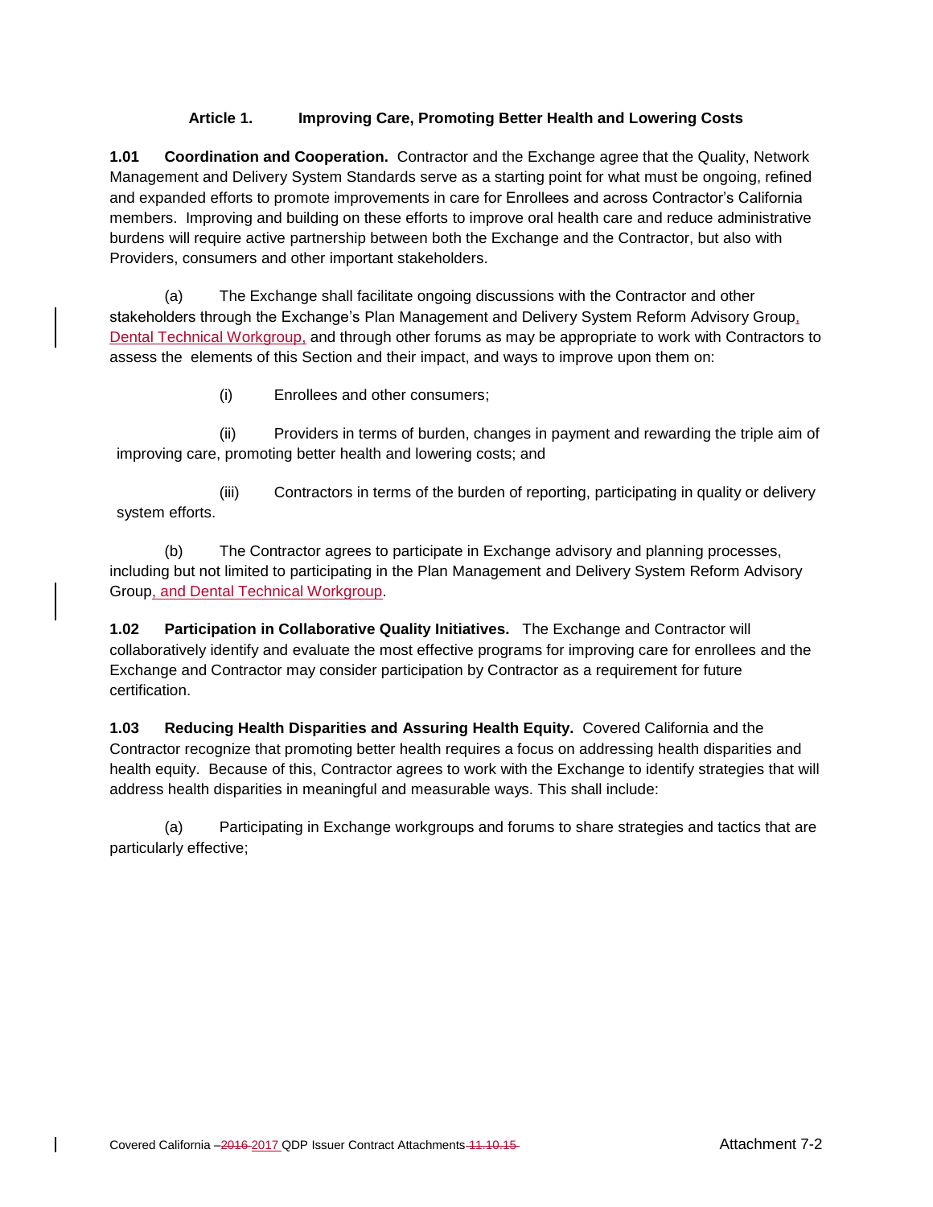### Article 1. Improving Care, Promoting Better Health and Lowering Costs

**1.01 Coordination and Cooperation.** Contractor and the Exchange agree that the Quality, Network Management and Delivery System Standards serve as a starting point for what must be ongoing, refined and expanded efforts to promote improvements in care for Enrollees and across Contractor's California members. Improving and building on these efforts to improve oral health care and reduce administrative burdens will require active partnership between both the Exchange and the Contractor, but also with Providers, consumers and other important stakeholders.

(a) The Exchange shall facilitate ongoing discussions with the Contractor and other stakeholders through the Exchange's Plan Management and Delivery System Reform Advisory Group, Dental Technical Workgroup, and through other forums as may be appropriate to work with Contractors to assess the elements of this Section and their impact, and ways to improve upon them on:

(i) Enrollees and other consumers;

(ii) Providers in terms of burden, changes in payment and rewarding the triple aim of improving care, promoting better health and lowering costs; and

(iii) Contractors in terms of the burden of reporting, participating in quality or delivery system efforts.

(b) The Contractor agrees to participate in Exchange advisory and planning processes, including but not limited to participating in the Plan Management and Delivery System Reform Advisory Group, and Dental Technical Workgroup.

**1.02 Participation in Collaborative Quality Initiatives.** The Exchange and Contractor will collaboratively identify and evaluate the most effective programs for improving care for enrollees and the Exchange and Contractor may consider participation by Contractor as a requirement for future certification.

**1.03 Reducing Health Disparities and Assuring Health Equity.** Covered California and the Contractor recognize that promoting better health requires a focus on addressing health disparities and health equity. Because of this, Contractor agrees to work with the Exchange to identify strategies that will address health disparities in meaningful and measurable ways. This shall include:

(a) Participating in Exchange workgroups and forums to share strategies and tactics that are particularly effective;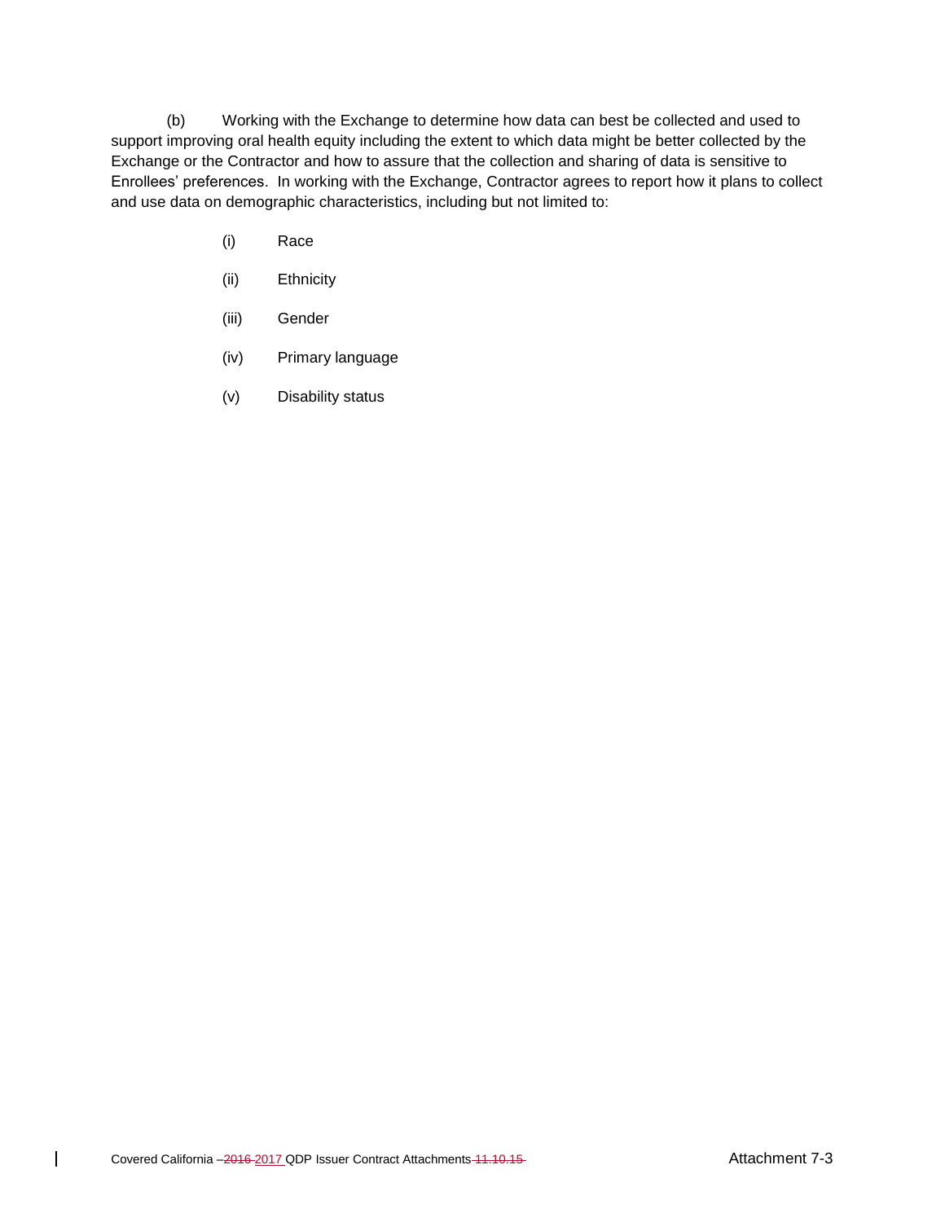(b) Working with the Exchange to determine how data can best be collected and used to support improving oral health equity including the extent to which data might be better collected by the Exchange or the Contractor and how to assure that the collection and sharing of data is sensitive to Enrollees' preferences. In working with the Exchange, Contractor agrees to report how it plans to collect and use data on demographic characteristics, including but not limited to:

(i) Race

(ii) Ethnicity

(iii) Gender

(iv) Primary language

(v) Disability status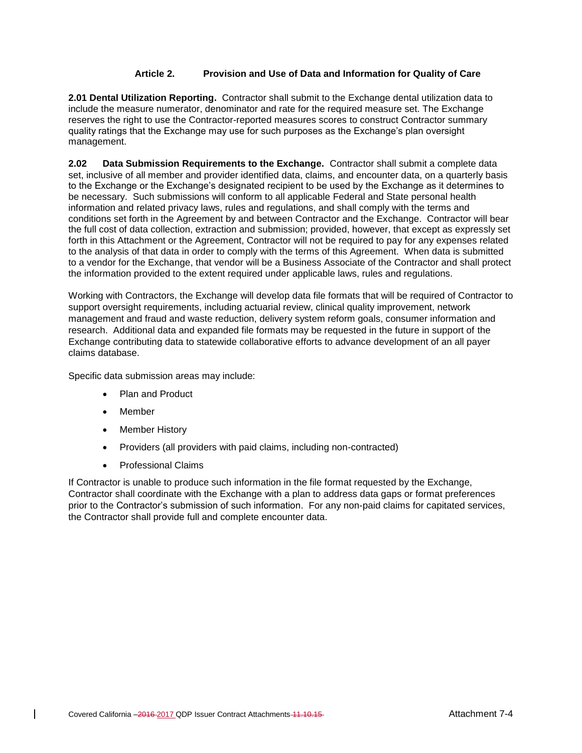## Article 2. Provision and Use of Data and Information for Quality of Care

**2.01 Dental Utilization Reporting.** Contractor shall submit to the Exchange dental utilization data to include the measure numerator, denominator and rate for the required measure set. The Exchange reserves the right to use the Contractor-reported measures scores to construct Contractor summary quality ratings that the Exchange may use for such purposes as the Exchange's plan oversight management.

**2.02 Data Submission Requirements to the Exchange.** Contractor shall submit a complete data set, inclusive of all member and provider identified data, claims, and encounter data, on a quarterly basis to the Exchange or the Exchange's designated recipient to be used by the Exchange as it determines to be necessary. Such submissions will conform to all applicable Federal and State personal health information and related privacy laws, rules and regulations, and shall comply with the terms and conditions set forth in the Agreement by and between Contractor and the Exchange. Contractor will bear the full cost of data collection, extraction and submission; provided, however, that except as expressly set forth in this Attachment or the Agreement, Contractor will not be required to pay for any expenses related to the analysis of that data in order to comply with the terms of this Agreement. When data is submitted to a vendor for the Exchange, that vendor will be a Business Associate of the Contractor and shall protect the information provided to the extent required under applicable laws, rules and regulations.

Working with Contractors, the Exchange will develop data file formats that will be required of Contractor to support oversight requirements, including actuarial review, clinical quality improvement, network management and fraud and waste reduction, delivery system reform goals, consumer information and research. Additional data and expanded file formats may be requested in the future in support of the Exchange contributing data to statewide collaborative efforts to advance development of an all payer claims database.

Specific data submission areas may include:

- Plan and Product
- Member
- Member History
- Providers (all providers with paid claims, including non-contracted)
- Professional Claims

If Contractor is unable to produce such information in the file format requested by the Exchange, Contractor shall coordinate with the Exchange with a plan to address data gaps or format preferences prior to the Contractor's submission of such information. For any non-paid claims for capitated services, the Contractor shall provide full and complete encounter data.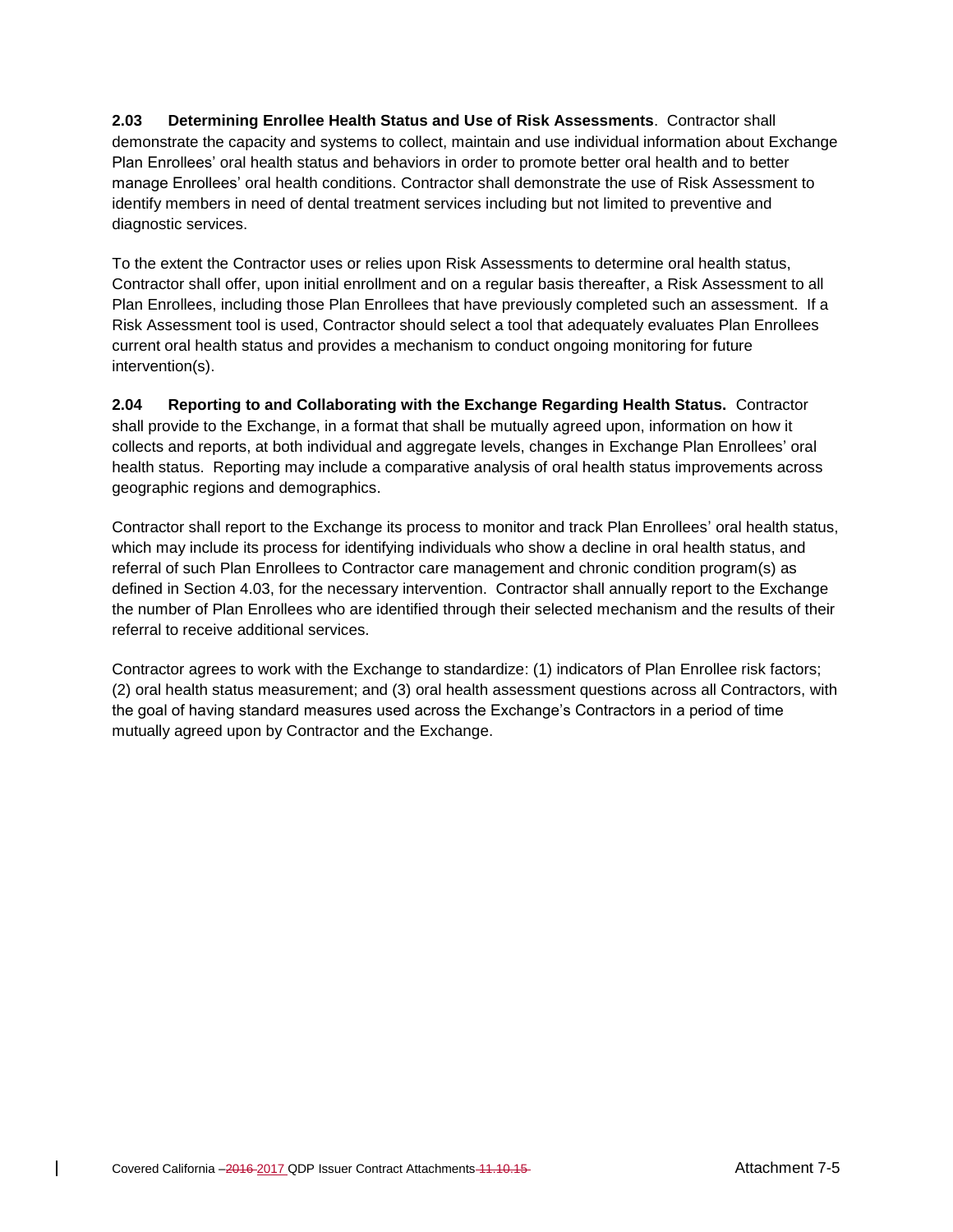**2.03 Determining Enrollee Health Status and Use of Risk Assessments**. Contractor shall demonstrate the capacity and systems to collect, maintain and use individual information about Exchange Plan Enrollees' oral health status and behaviors in order to promote better oral health and to better manage Enrollees' oral health conditions. Contractor shall demonstrate the use of Risk Assessment to identify members in need of dental treatment services including but not limited to preventive and diagnostic services.

To the extent the Contractor uses or relies upon Risk Assessments to determine oral health status, Contractor shall offer, upon initial enrollment and on a regular basis thereafter, a Risk Assessment to all Plan Enrollees, including those Plan Enrollees that have previously completed such an assessment. If a Risk Assessment tool is used, Contractor should select a tool that adequately evaluates Plan Enrollees current oral health status and provides a mechanism to conduct ongoing monitoring for future intervention(s).

**2.04 Reporting to and Collaborating with the Exchange Regarding Health Status.** Contractor shall provide to the Exchange, in a format that shall be mutually agreed upon, information on how it collects and reports, at both individual and aggregate levels, changes in Exchange Plan Enrollees' oral health status. Reporting may include a comparative analysis of oral health status improvements across geographic regions and demographics.

Contractor shall report to the Exchange its process to monitor and track Plan Enrollees' oral health status, which may include its process for identifying individuals who show a decline in oral health status, and referral of such Plan Enrollees to Contractor care management and chronic condition program(s) as defined in Section 4.03, for the necessary intervention. Contractor shall annually report to the Exchange the number of Plan Enrollees who are identified through their selected mechanism and the results of their referral to receive additional services.

Contractor agrees to work with the Exchange to standardize: (1) indicators of Plan Enrollee risk factors; (2) oral health status measurement; and (3) oral health assessment questions across all Contractors, with the goal of having standard measures used across the Exchange's Contractors in a period of time mutually agreed upon by Contractor and the Exchange.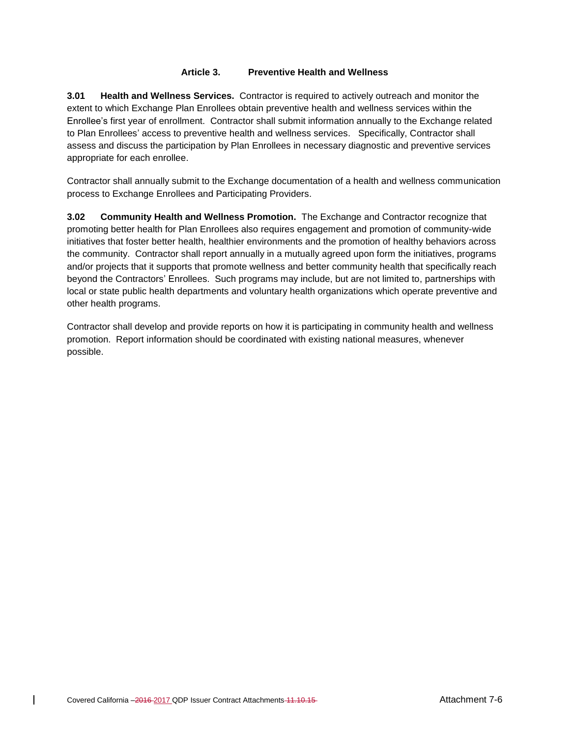## Article 3. Preventive Health and Wellness

**3.01 Health and Wellness Services.** Contractor is required to actively outreach and monitor the extent to which Exchange Plan Enrollees obtain preventive health and wellness services within the Enrollee's first year of enrollment. Contractor shall submit information annually to the Exchange related to Plan Enrollees' access to preventive health and wellness services. Specifically, Contractor shall assess and discuss the participation by Plan Enrollees in necessary diagnostic and preventive services appropriate for each enrollee.

Contractor shall annually submit to the Exchange documentation of a health and wellness communication process to Exchange Enrollees and Participating Providers.

**3.02 Community Health and Wellness Promotion.** The Exchange and Contractor recognize that promoting better health for Plan Enrollees also requires engagement and promotion of community-wide initiatives that foster better health, healthier environments and the promotion of healthy behaviors across the community. Contractor shall report annually in a mutually agreed upon form the initiatives, programs and/or projects that it supports that promote wellness and better community health that specifically reach beyond the Contractors' Enrollees. Such programs may include, but are not limited to, partnerships with local or state public health departments and voluntary health organizations which operate preventive and other health programs.

Contractor shall develop and provide reports on how it is participating in community health and wellness promotion. Report information should be coordinated with existing national measures, whenever possible.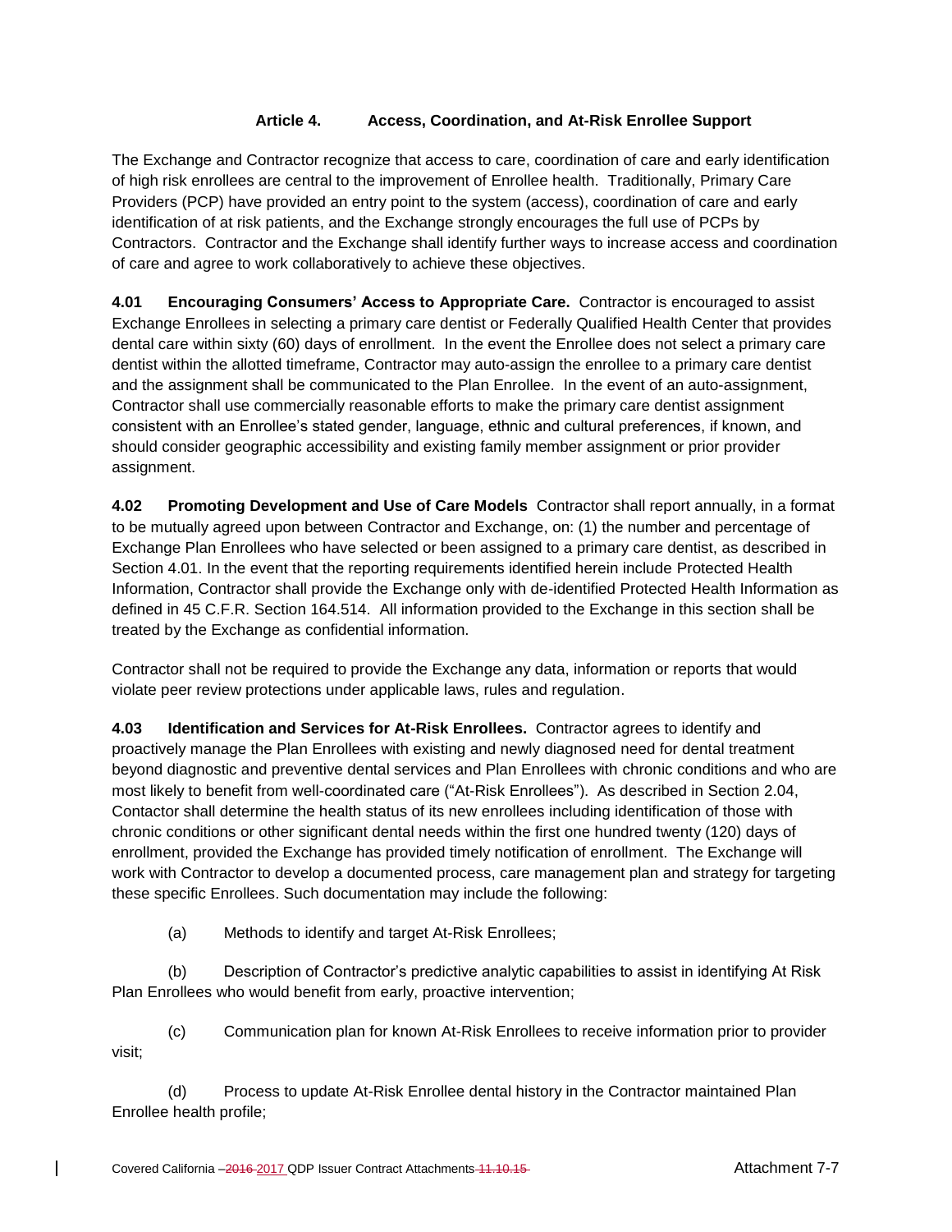## Article 4. Access, Coordination, and At-Risk Enrollee Support

The Exchange and Contractor recognize that access to care, coordination of care and early identification of high risk enrollees are central to the improvement of Enrollee health. Traditionally, Primary Care Providers (PCP) have provided an entry point to the system (access), coordination of care and early identification of at risk patients, and the Exchange strongly encourages the full use of PCPs by Contractors. Contractor and the Exchange shall identify further ways to increase access and coordination of care and agree to work collaboratively to achieve these objectives.

**4.01 Encouraging Consumers' Access to Appropriate Care.** Contractor is encouraged to assist Exchange Enrollees in selecting a primary care dentist or Federally Qualified Health Center that provides dental care within sixty (60) days of enrollment. In the event the Enrollee does not select a primary care dentist within the allotted timeframe, Contractor may auto-assign the enrollee to a primary care dentist and the assignment shall be communicated to the Plan Enrollee. In the event of an auto-assignment, Contractor shall use commercially reasonable efforts to make the primary care dentist assignment consistent with an Enrollee's stated gender, language, ethnic and cultural preferences, if known, and should consider geographic accessibility and existing family member assignment or prior provider assignment.

**4.02 Promoting Development and Use of Care Models** Contractor shall report annually, in a format to be mutually agreed upon between Contractor and Exchange, on: (1) the number and percentage of Exchange Plan Enrollees who have selected or been assigned to a primary care dentist, as described in Section 4.01. In the event that the reporting requirements identified herein include Protected Health Information, Contractor shall provide the Exchange only with de-identified Protected Health Information as defined in 45 C.F.R. Section 164.514. All information provided to the Exchange in this section shall be treated by the Exchange as confidential information.

Contractor shall not be required to provide the Exchange any data, information or reports that would violate peer review protections under applicable laws, rules and regulation.

**4.03 Identification and Services for At-Risk Enrollees.** Contractor agrees to identify and proactively manage the Plan Enrollees with existing and newly diagnosed need for dental treatment beyond diagnostic and preventive dental services and Plan Enrollees with chronic conditions and who are most likely to benefit from well-coordinated care ("At-Risk Enrollees"). As described in Section 2.04, Contactor shall determine the health status of its new enrollees including identification of those with chronic conditions or other significant dental needs within the first one hundred twenty (120) days of enrollment, provided the Exchange has provided timely notification of enrollment. The Exchange will work with Contractor to develop a documented process, care management plan and strategy for targeting these specific Enrollees. Such documentation may include the following:

(a) Methods to identify and target At-Risk Enrollees;

(b) Description of Contractor's predictive analytic capabilities to assist in identifying At Risk Plan Enrollees who would benefit from early, proactive intervention;

(c) Communication plan for known At-Risk Enrollees to receive information prior to provider visit;

(d) Process to update At-Risk Enrollee dental history in the Contractor maintained Plan Enrollee health profile;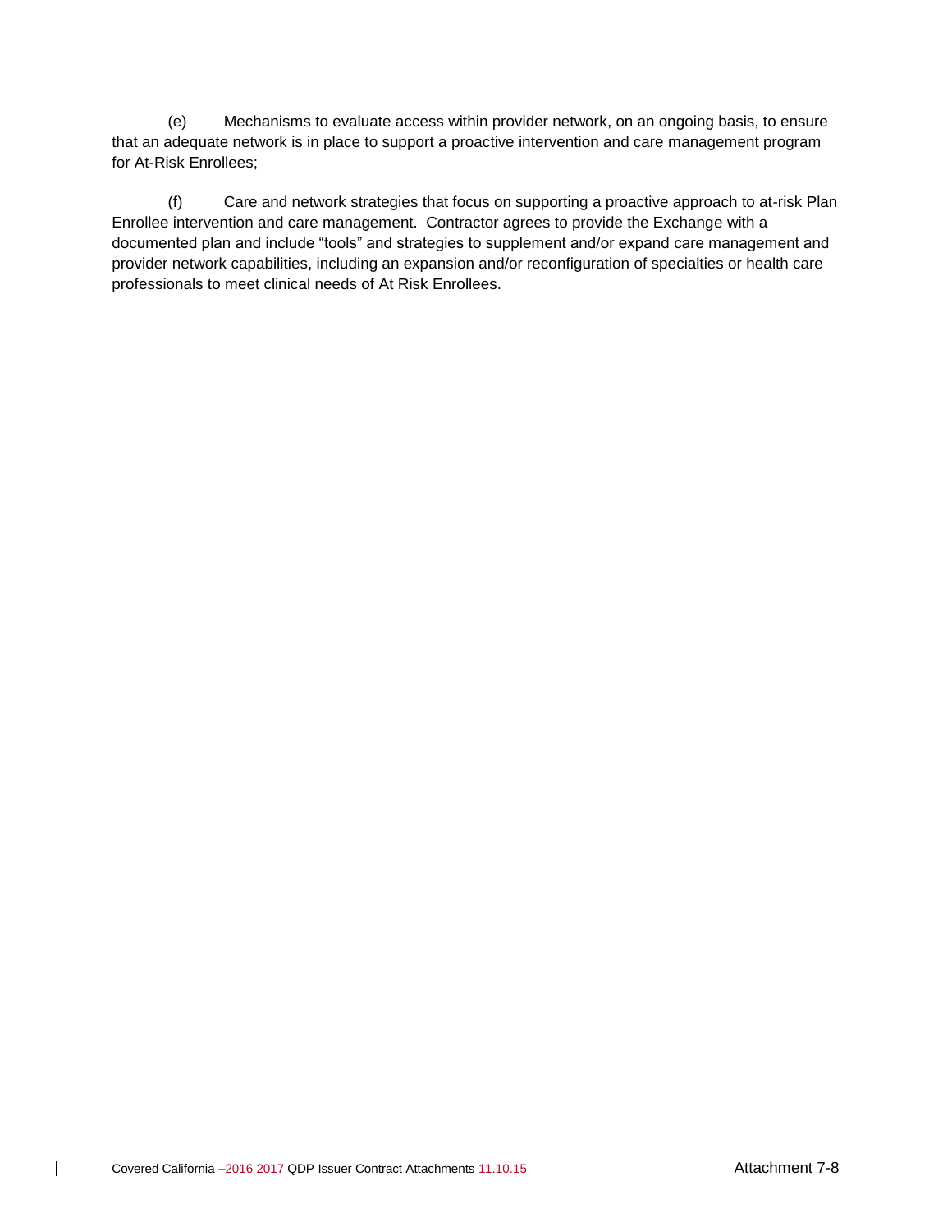(e) Mechanisms to evaluate access within provider network, on an ongoing basis, to ensure that an adequate network is in place to support a proactive intervention and care management program for At-Risk Enrollees;

(f) Care and network strategies that focus on supporting a proactive approach to at-risk Plan Enrollee intervention and care management. Contractor agrees to provide the Exchange with a documented plan and include "tools" and strategies to supplement and/or expand care management and provider network capabilities, including an expansion and/or reconfiguration of specialties or health care professionals to meet clinical needs of At Risk Enrollees.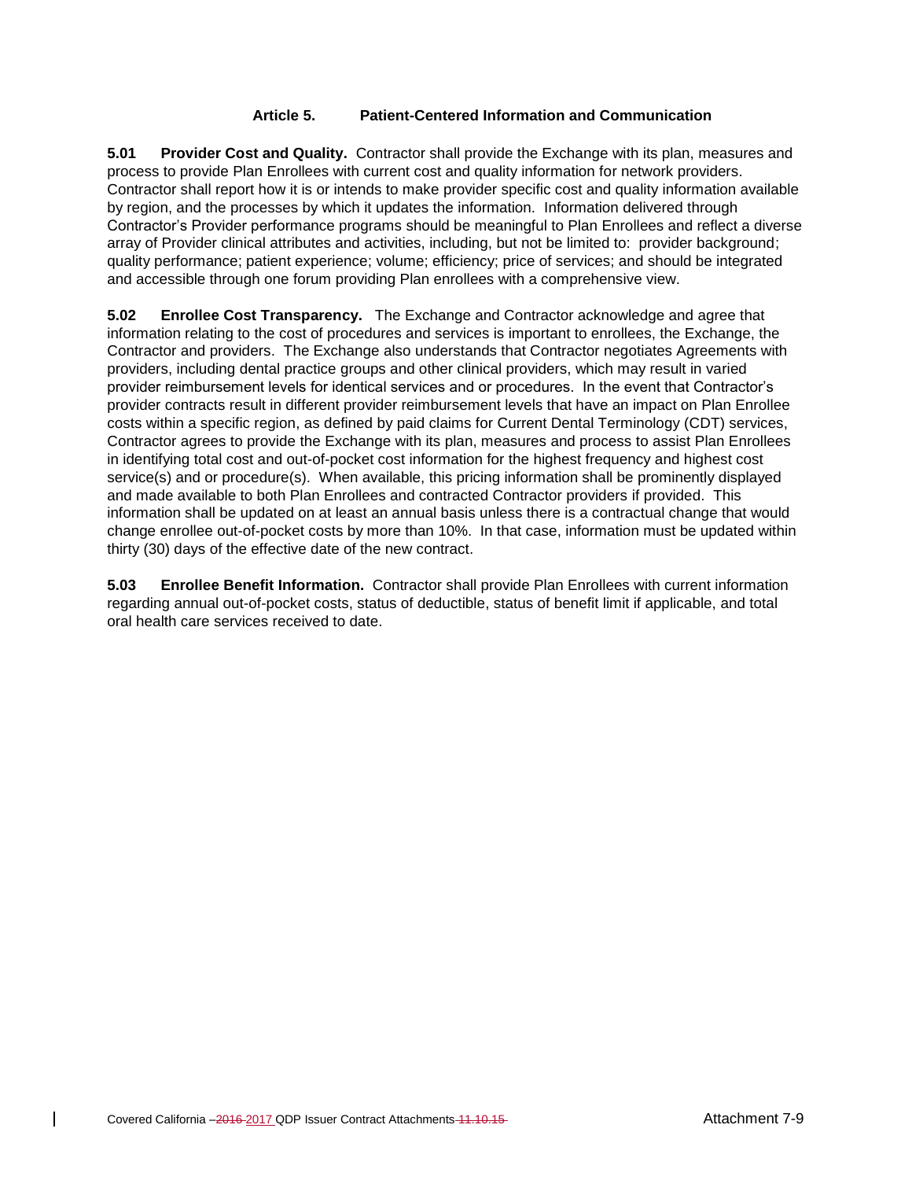## Article 5. Patient-Centered Information and Communication

**5.01 Provider Cost and Quality.** Contractor shall provide the Exchange with its plan, measures and process to provide Plan Enrollees with current cost and quality information for network providers. Contractor shall report how it is or intends to make provider specific cost and quality information available by region, and the processes by which it updates the information. Information delivered through Contractor's Provider performance programs should be meaningful to Plan Enrollees and reflect a diverse array of Provider clinical attributes and activities, including, but not be limited to: provider background; quality performance; patient experience; volume; efficiency; price of services; and should be integrated and accessible through one forum providing Plan enrollees with a comprehensive view.

**5.02 Enrollee Cost Transparency.** The Exchange and Contractor acknowledge and agree that information relating to the cost of procedures and services is important to enrollees, the Exchange, the Contractor and providers. The Exchange also understands that Contractor negotiates Agreements with providers, including dental practice groups and other clinical providers, which may result in varied provider reimbursement levels for identical services and or procedures. In the event that Contractor's provider contracts result in different provider reimbursement levels that have an impact on Plan Enrollee costs within a specific region, as defined by paid claims for Current Dental Terminology (CDT) services, Contractor agrees to provide the Exchange with its plan, measures and process to assist Plan Enrollees in identifying total cost and out-of-pocket cost information for the highest frequency and highest cost service(s) and or procedure(s). When available, this pricing information shall be prominently displayed and made available to both Plan Enrollees and contracted Contractor providers if provided. This information shall be updated on at least an annual basis unless there is a contractual change that would change enrollee out-of-pocket costs by more than 10%. In that case, information must be updated within thirty (30) days of the effective date of the new contract.

**5.03 Enrollee Benefit Information.** Contractor shall provide Plan Enrollees with current information regarding annual out-of-pocket costs, status of deductible, status of benefit limit if applicable, and total oral health care services received to date.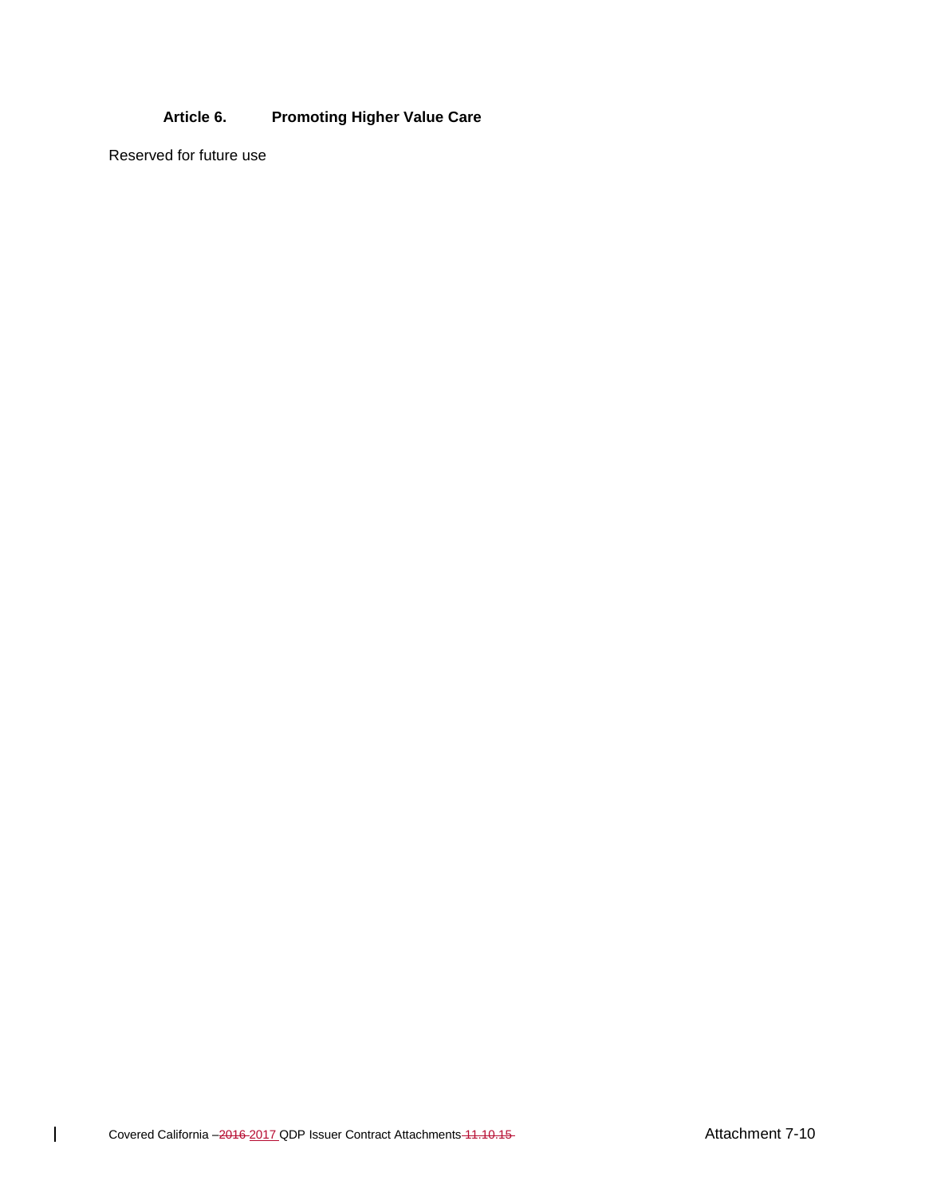## Article 6. Promoting Higher Value Care

Reserved for future use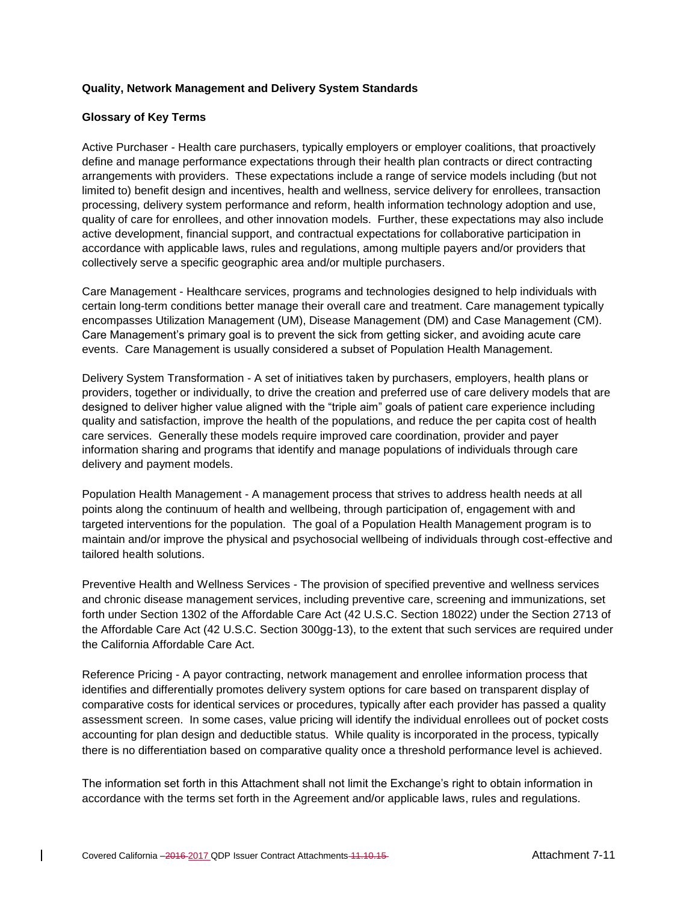**Quality, Network Management and Delivery System Standards**

**Glossary of Key Terms**

Active Purchaser - Health care purchasers, typically employers or employer coalitions, that proactively define and manage performance expectations through their health plan contracts or direct contracting arrangements with providers. These expectations include a range of service models including (but not limited to) benefit design and incentives, health and wellness, service delivery for enrollees, transaction processing, delivery system performance and reform, health information technology adoption and use, quality of care for enrollees, and other innovation models. Further, these expectations may also include active development, financial support, and contractual expectations for collaborative participation in accordance with applicable laws, rules and regulations, among multiple payers and/or providers that collectively serve a specific geographic area and/or multiple purchasers.

Care Management - Healthcare services, programs and technologies designed to help individuals with certain long-term conditions better manage their overall care and treatment. Care management typically encompasses Utilization Management (UM), Disease Management (DM) and Case Management (CM). Care Management's primary goal is to prevent the sick from getting sicker, and avoiding acute care events. Care Management is usually considered a subset of Population Health Management.

Delivery System Transformation - A set of initiatives taken by purchasers, employers, health plans or providers, together or individually, to drive the creation and preferred use of care delivery models that are designed to deliver higher value aligned with the "triple aim" goals of patient care experience including quality and satisfaction, improve the health of the populations, and reduce the per capita cost of health care services. Generally these models require improved care coordination, provider and payer information sharing and programs that identify and manage populations of individuals through care delivery and payment models.

Population Health Management - A management process that strives to address health needs at all points along the continuum of health and wellbeing, through participation of, engagement with and targeted interventions for the population. The goal of a Population Health Management program is to maintain and/or improve the physical and psychosocial wellbeing of individuals through cost-effective and tailored health solutions.

Preventive Health and Wellness Services - The provision of specified preventive and wellness services and chronic disease management services, including preventive care, screening and immunizations, set forth under Section 1302 of the Affordable Care Act (42 U.S.C. Section 18022) under the Section 2713 of the Affordable Care Act (42 U.S.C. Section 300gg-13), to the extent that such services are required under the California Affordable Care Act.

Reference Pricing - A payor contracting, network management and enrollee information process that identifies and differentially promotes delivery system options for care based on transparent display of comparative costs for identical services or procedures, typically after each provider has passed a quality assessment screen. In some cases, value pricing will identify the individual enrollees out of pocket costs accounting for plan design and deductible status. While quality is incorporated in the process, typically there is no differentiation based on comparative quality once a threshold performance level is achieved.

The information set forth in this Attachment shall not limit the Exchange's right to obtain information in accordance with the terms set forth in the Agreement and/or applicable laws, rules and regulations.